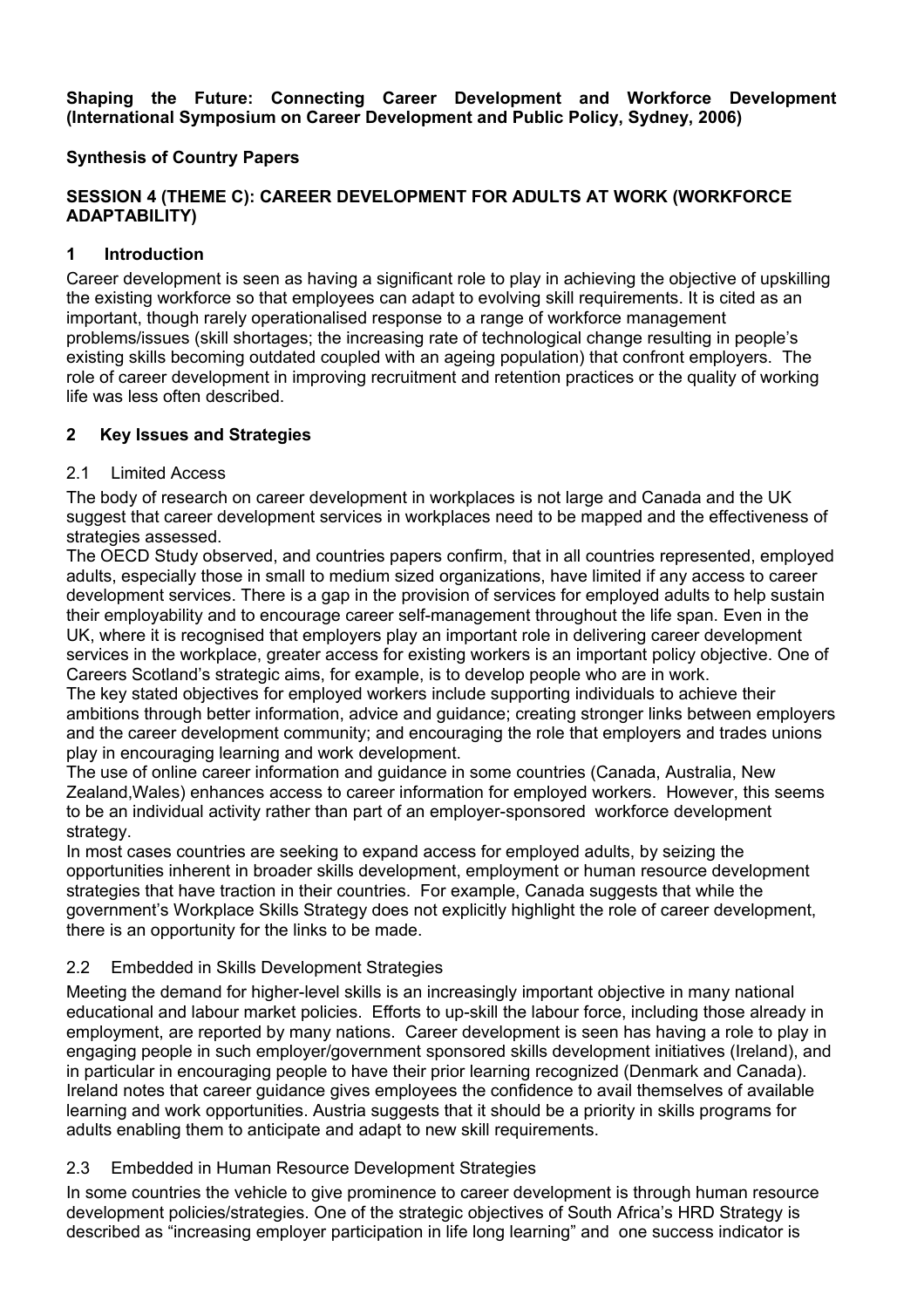**Shaping the Future: Connecting Career Development and Workforce Development (International Symposium on Career Development and Public Policy, Sydney, 2006)**

**Synthesis of Country Papers**

**SESSION 4 (THEME C): CAREER DEVELOPMENT FOR ADULTS AT WORK (WORKFORCE ADAPTABILITY)**

## 1 Introduction

Career development is seen as having a significant role to play in achieving the objective of upskilling the existing workforce so that employees can adapt to evolving skill requirements. It is cited as an important, though rarely operationalised response to a range of workforce management problems/issues (skill shortages; the increasing rate of technological change resulting in people's existing skills becoming outdated coupled with an ageing population) that confront employers. The role of career development in improving recruitment and retention practices or the quality of working life was less often described.

## 2 Key Issues and Strategies

### 2.1 Limited Access

The body of research on career development in workplaces is not large and Canada and the UK suggest that career development services in workplaces need to be mapped and the effectiveness of strategies assessed.

The OECD Study observed, and countries papers confirm, that in all countries represented, employed adults, especially those in small to medium sized organizations, have limited if any access to career development services. There is a gap in the provision of services for employed adults to help sustain their employability and to encourage career self-management throughout the life span. Even in the UK, where it is recognised that employers play an important role in delivering career development services in the workplace, greater access for existing workers is an important policy objective. One of Careers Scotland's strategic aims, for example, is to develop people who are in work.

The key stated objectives for employed workers include supporting individuals to achieve their ambitions through better information, advice and guidance; creating stronger links between employers and the career development community; and encouraging the role that employers and trades unions play in encouraging learning and work development.

The use of online career information and guidance in some countries (Canada, Australia, New Zealand,Wales) enhances access to career information for employed workers. However, this seems to be an individual activity rather than part of an employer-sponsored workforce development strategy.

In most cases countries are seeking to expand access for employed adults, by seizing the opportunities inherent in broader skills development, employment or human resource development strategies that have traction in their countries. For example, Canada suggests that while the government's Workplace Skills Strategy does not explicitly highlight the role of career development, there is an opportunity for the links to be made.

### 2.2 Embedded in Skills Development Strategies

Meeting the demand for higher-level skills is an increasingly important objective in many national educational and labour market policies. Efforts to up-skill the labour force, including those already in employment, are reported by many nations. Career development is seen has having a role to play in engaging people in such employer/government sponsored skills development initiatives (Ireland), and in particular in encouraging people to have their prior learning recognized (Denmark and Canada). Ireland notes that career guidance gives employees the confidence to avail themselves of available learning and work opportunities. Austria suggests that it should be a priority in skills programs for adults enabling them to anticipate and adapt to new skill requirements.

### 2.3 Embedded in Human Resource Development Strategies

In some countries the vehicle to give prominence to career development is through human resource development policies/strategies. One of the strategic objectives of South Africa's HRD Strategy is described as "increasing employer participation in life long learning" and one success indicator is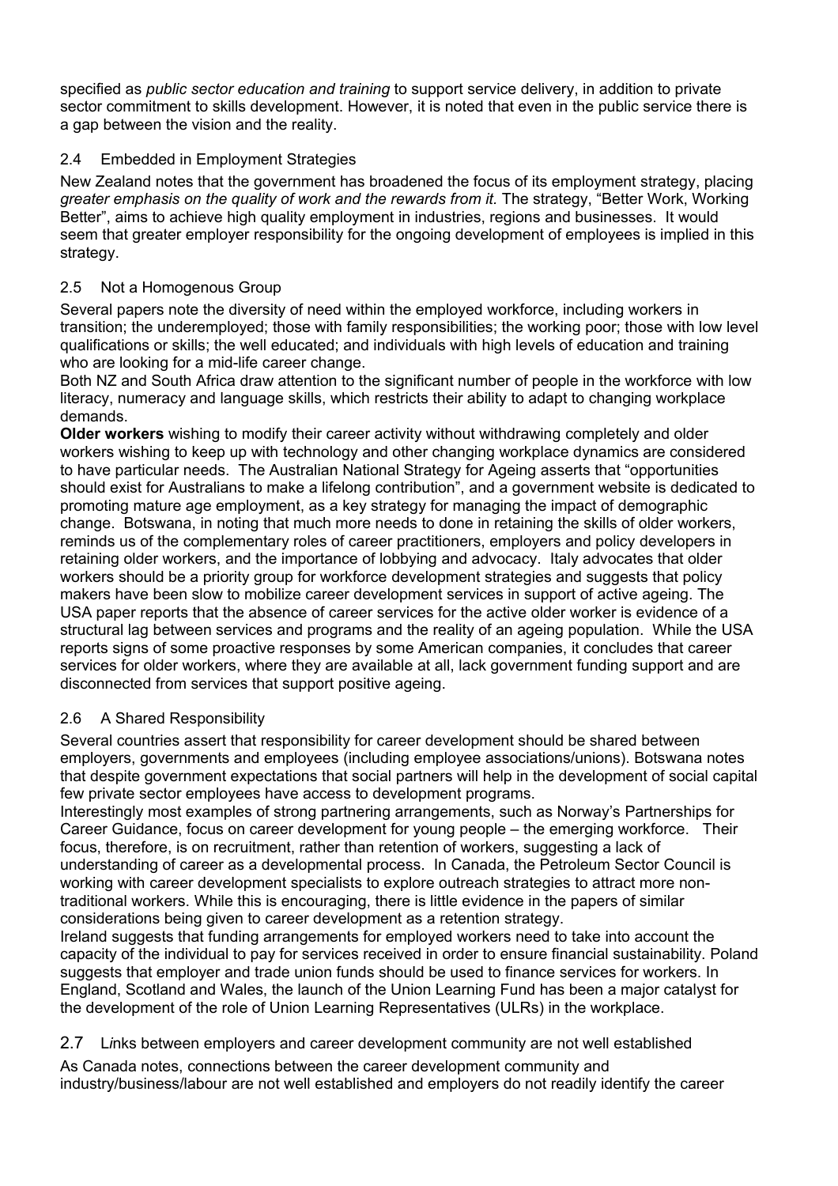specified as *public sector education and training* to support service delivery, in addition to private sector commitment to skills development. However, it is noted that even in the public service there is a gap between the vision and the reality.

### 2.4 Embedded in Employment Strategies

New Zealand notes that the government has broadened the focus of its employment strategy, placing *greater emphasis on the quality of work and the rewards from it.* The strategy, "Better Work, Working Better", aims to achieve high quality employment in industries, regions and businesses. It would seem that greater employer responsibility for the ongoing development of employees is implied in this strategy.

### 2.5 Not a Homogenous Group

Several papers note the diversity of need within the employed workforce, including workers in transition; the underemployed; those with family responsibilities; the working poor; those with low level qualifications or skills; the well educated; and individuals with high levels of education and training who are looking for a mid-life career change.

Both NZ and South Africa draw attention to the significant number of people in the workforce with low literacy, numeracy and language skills, which restricts their ability to adapt to changing workplace demands.

**Older workers** wishing to modify their career activity without withdrawing completely and older workers wishing to keep up with technology and other changing workplace dynamics are considered to have particular needs. The Australian National Strategy for Ageing asserts that "opportunities should exist for Australians to make a lifelong contribution", and a government website is dedicated to promoting mature age employment, as a key strategy for managing the impact of demographic change. Botswana, in noting that much more needs to done in retaining the skills of older workers, reminds us of the complementary roles of career practitioners, employers and policy developers in retaining older workers, and the importance of lobbying and advocacy. Italy advocates that older workers should be a priority group for workforce development strategies and suggests that policy makers have been slow to mobilize career development services in support of active ageing. The USA paper reports that the absence of career services for the active older worker is evidence of a structural lag between services and programs and the reality of an ageing population. While the USA reports signs of some proactive responses by some American companies, it concludes that career services for older workers, where they are available at all, lack government funding support and are disconnected from services that support positive ageing.

### 2.6 A Shared Responsibility

Several countries assert that responsibility for career development should be shared between employers, governments and employees (including employee associations/unions). Botswana notes that despite government expectations that social partners will help in the development of social capital few private sector employees have access to development programs.

Interestingly most examples of strong partnering arrangements, such as Norway's Partnerships for Career Guidance, focus on career development for young people – the emerging workforce. Their focus, therefore, is on recruitment, rather than retention of workers, suggesting a lack of understanding of career as a developmental process. In Canada, the Petroleum Sector Council is working with career development specialists to explore outreach strategies to attract more non-traditional workers. While this is encouraging, there is little evidence in the papers of similar considerations being given to career development as a retention strategy.

Ireland suggests that funding arrangements for employed workers need to take into account the capacity of the individual to pay for services received in order to ensure financial sustainability. Poland suggests that employer and trade union funds should be used to finance services for workers. In England, Scotland and Wales, the launch of the Union Learning Fund has been a major catalyst for the development of the role of Union Learning Representatives (ULRs) in the workplace.

### 2.7 Links between employers and career development community are not well established

As Canada notes, connections between the career development community and industry/business/labour are not well established and employers do not readily identify the career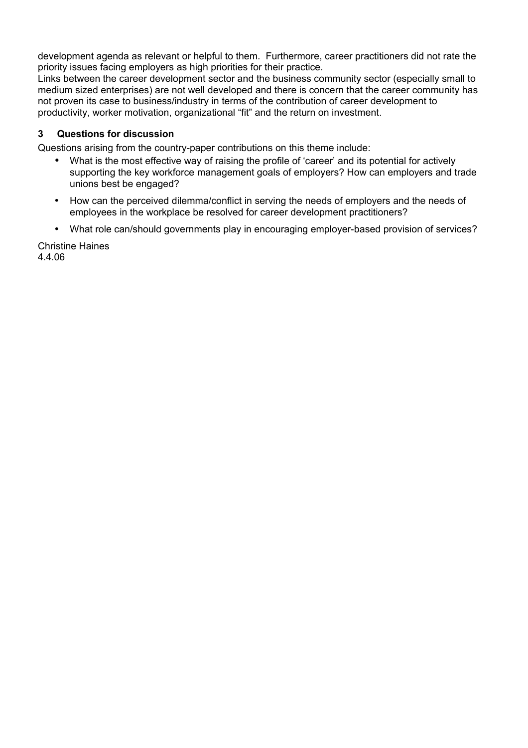development agenda as relevant or helpful to them. Furthermore, career practitioners did not rate the priority issues facing employers as high priorities for their practice.
Links between the career development sector and the business community sector (especially small to medium sized enterprises) are not well developed and there is concern that the career community has not proven its case to business/industry in terms of the contribution of career development to productivity, worker motivation, organizational "fit" and the return on investment.

### 3 Questions for discussion

Questions arising from the country-paper contributions on this theme include:

- What is the most effective way of raising the profile of 'career' and its potential for actively supporting the key workforce management goals of employers? How can employers and trade unions best be engaged?
- How can the perceived dilemma/conflict in serving the needs of employers and the needs of employees in the workplace be resolved for career development practitioners?
- What role can/should governments play in encouraging employer-based provision of services?

Christine Haines
4.4.06